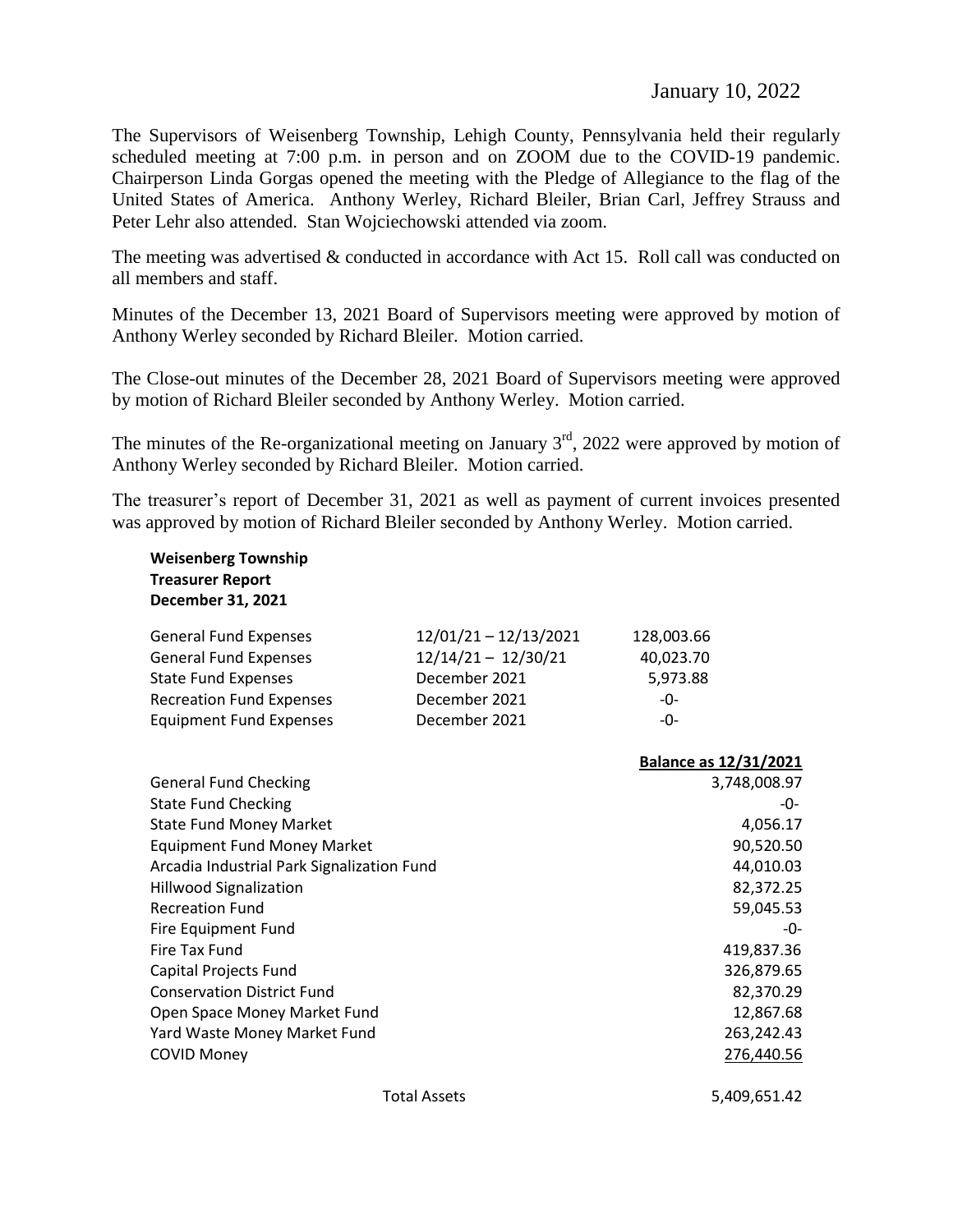January 10, 2022

The Supervisors of Weisenberg Township, Lehigh County, Pennsylvania held their regularly scheduled meeting at 7:00 p.m. in person and on ZOOM due to the COVID-19 pandemic. Chairperson Linda Gorgas opened the meeting with the Pledge of Allegiance to the flag of the United States of America. Anthony Werley, Richard Bleiler, Brian Carl, Jeffrey Strauss and Peter Lehr also attended. Stan Wojciechowski attended via zoom.

The meeting was advertised & conducted in accordance with Act 15. Roll call was conducted on all members and staff.

Minutes of the December 13, 2021 Board of Supervisors meeting were approved by motion of Anthony Werley seconded by Richard Bleiler. Motion carried.

The Close-out minutes of the December 28, 2021 Board of Supervisors meeting were approved by motion of Richard Bleiler seconded by Anthony Werley. Motion carried.

The minutes of the Re-organizational meeting on January 3rd, 2022 were approved by motion of Anthony Werley seconded by Richard Bleiler. Motion carried.

The treasurer's report of December 31, 2021 as well as payment of current invoices presented was approved by motion of Richard Bleiler seconded by Anthony Werley. Motion carried.

**Weisenberg Township**
**Treasurer Report**
**December 31, 2021**

| | | |
|---|---|---|
| General Fund Expenses | 12/01/21 – 12/13/2021 | 128,003.66 |
| General Fund Expenses | 12/14/21 – 12/30/21 | 40,023.70 |
| State Fund Expenses | December 2021 | 5,973.88 |
| Recreation Fund Expenses | December 2021 | -0- |
| Equipment Fund Expenses | December 2021 | -0- |

| | **Balance as 12/31/2021** |
|---|---|
| General Fund Checking | 3,748,008.97 |
| State Fund Checking | -0- |
| State Fund Money Market | 4,056.17 |
| Equipment Fund Money Market | 90,520.50 |
| Arcadia Industrial Park Signalization Fund | 44,010.03 |
| Hillwood Signalization | 82,372.25 |
| Recreation Fund | 59,045.53 |
| Fire Equipment Fund | -0- |
| Fire Tax Fund | 419,837.36 |
| Capital Projects Fund | 326,879.65 |
| Conservation District Fund | 82,370.29 |
| Open Space Money Market Fund | 12,867.68 |
| Yard Waste Money Market Fund | 263,242.43 |
| COVID Money | 276,440.56 |
| Total Assets | 5,409,651.42 |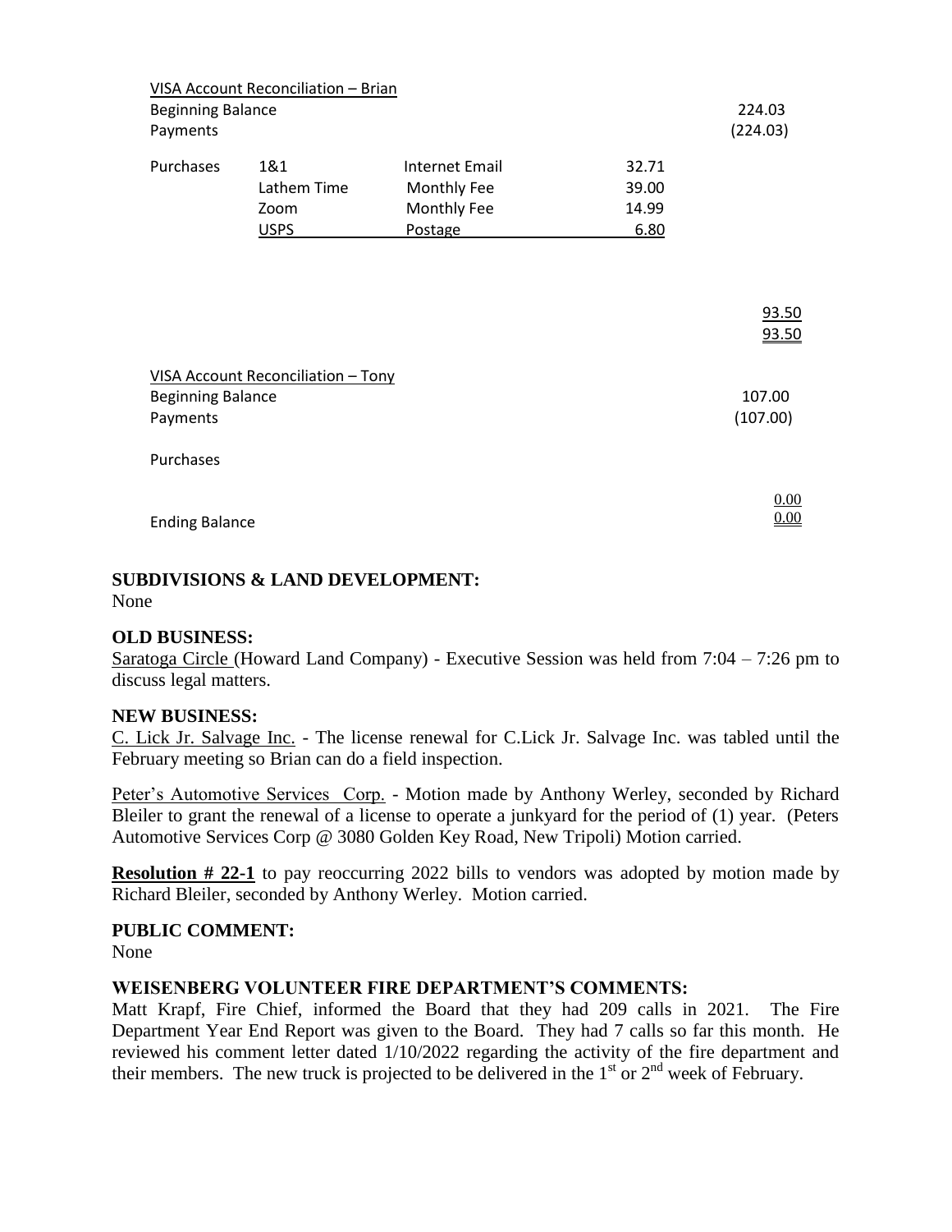VISA Account Reconciliation – Brian

| | | | | |
|---|---|---|---|---|
| Beginning Balance | | | | 224.03 |
| Payments | | | | (224.03) |
| Purchases | 1&1 | Internet Email | 32.71 | |
| | Lathem Time | Monthly Fee | 39.00 | |
| | Zoom | Monthly Fee | 14.99 | |
| | USPS | Postage | 6.80 | |
| | | | | 93.50 |
| | | | | 93.50 |

VISA Account Reconciliation – Tony

| | |
|---|---|
| Beginning Balance | 107.00 |
| Payments | (107.00) |
| Purchases | |
| | 0.00 |
| Ending Balance | 0.00 |

**SUBDIVISIONS & LAND DEVELOPMENT:**
None

**OLD BUSINESS:**
Saratoga Circle (Howard Land Company) - Executive Session was held from 7:04 – 7:26 pm to discuss legal matters.

**NEW BUSINESS:**
C. Lick Jr. Salvage Inc. - The license renewal for C.Lick Jr. Salvage Inc. was tabled until the February meeting so Brian can do a field inspection.

Peter's Automotive Services Corp. - Motion made by Anthony Werley, seconded by Richard Bleiler to grant the renewal of a license to operate a junkyard for the period of (1) year. (Peters Automotive Services Corp @ 3080 Golden Key Road, New Tripoli) Motion carried.

**Resolution # 22-1** to pay reoccurring 2022 bills to vendors was adopted by motion made by Richard Bleiler, seconded by Anthony Werley. Motion carried.

**PUBLIC COMMENT:**
None

**WEISENBERG VOLUNTEER FIRE DEPARTMENT'S COMMENTS:**
Matt Krapf, Fire Chief, informed the Board that they had 209 calls in 2021. The Fire Department Year End Report was given to the Board. They had 7 calls so far this month. He reviewed his comment letter dated 1/10/2022 regarding the activity of the fire department and their members. The new truck is projected to be delivered in the 1st or 2nd week of February.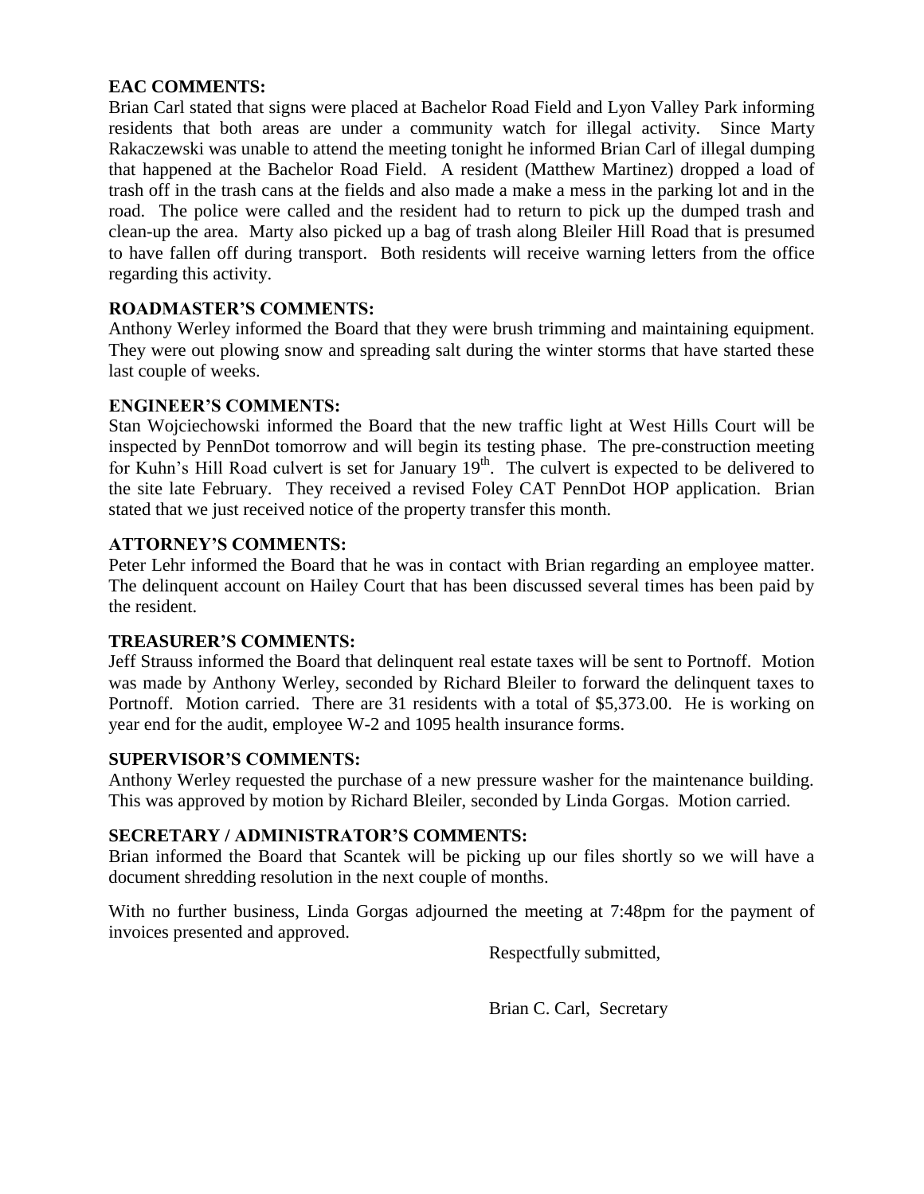**EAC COMMENTS:**
Brian Carl stated that signs were placed at Bachelor Road Field and Lyon Valley Park informing residents that both areas are under a community watch for illegal activity. Since Marty Rakaczewski was unable to attend the meeting tonight he informed Brian Carl of illegal dumping that happened at the Bachelor Road Field. A resident (Matthew Martinez) dropped a load of trash off in the trash cans at the fields and also made a make a mess in the parking lot and in the road. The police were called and the resident had to return to pick up the dumped trash and clean-up the area. Marty also picked up a bag of trash along Bleiler Hill Road that is presumed to have fallen off during transport. Both residents will receive warning letters from the office regarding this activity.

**ROADMASTER'S COMMENTS:**
Anthony Werley informed the Board that they were brush trimming and maintaining equipment. They were out plowing snow and spreading salt during the winter storms that have started these last couple of weeks.

**ENGINEER'S COMMENTS:**
Stan Wojciechowski informed the Board that the new traffic light at West Hills Court will be inspected by PennDot tomorrow and will begin its testing phase. The pre-construction meeting for Kuhn's Hill Road culvert is set for January 19th. The culvert is expected to be delivered to the site late February. They received a revised Foley CAT PennDot HOP application. Brian stated that we just received notice of the property transfer this month.

**ATTORNEY'S COMMENTS:**
Peter Lehr informed the Board that he was in contact with Brian regarding an employee matter. The delinquent account on Hailey Court that has been discussed several times has been paid by the resident.

**TREASURER'S COMMENTS:**
Jeff Strauss informed the Board that delinquent real estate taxes will be sent to Portnoff. Motion was made by Anthony Werley, seconded by Richard Bleiler to forward the delinquent taxes to Portnoff. Motion carried. There are 31 residents with a total of $5,373.00. He is working on year end for the audit, employee W-2 and 1095 health insurance forms.

**SUPERVISOR'S COMMENTS:**
Anthony Werley requested the purchase of a new pressure washer for the maintenance building. This was approved by motion by Richard Bleiler, seconded by Linda Gorgas. Motion carried.

**SECRETARY / ADMINISTRATOR'S COMMENTS:**
Brian informed the Board that Scantek will be picking up our files shortly so we will have a document shredding resolution in the next couple of months.

With no further business, Linda Gorgas adjourned the meeting at 7:48pm for the payment of invoices presented and approved.

Respectfully submitted,

Brian C. Carl, Secretary